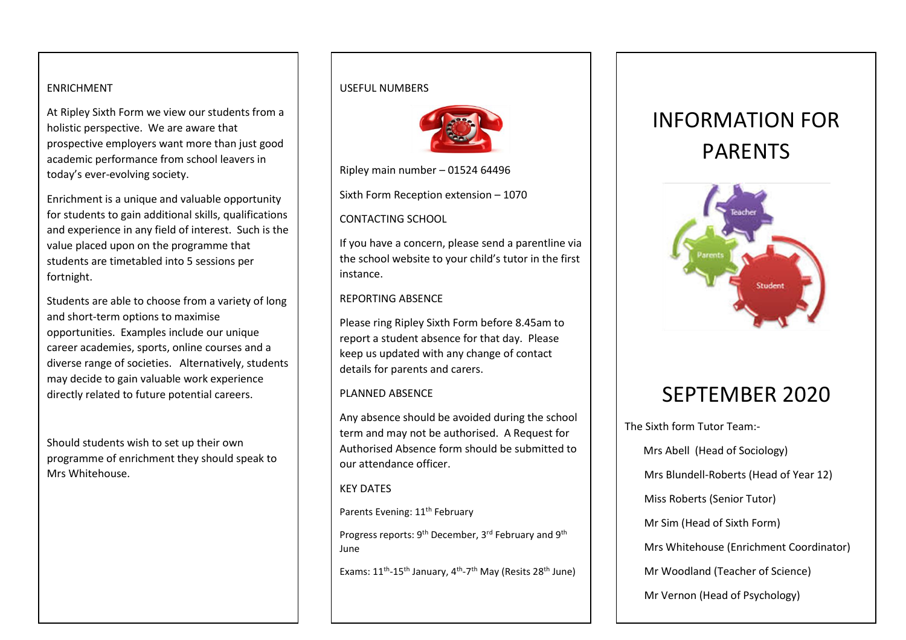## ENRICHMENT

At Ripley Sixth Form we view our students from a holistic perspective. We are aware that prospective employers want more than just good academic performance from school leavers in today's ever-evolving society.

Enrichment is a unique and valuable opportunity for students to gain additional skills, qualifications and experience in any field of interest. Such is the value placed upon on the programme that students are timetabled into 5 sessions per fortnight.

Students are able to choose from a variety of long and short-term options to maximise opportunities. Examples include our unique career academies, sports, online courses and a diverse range of societies. Alternatively, students may decide to gain valuable work experience directly related to future potential careers.

Should students wish to set up their own programme of enrichment they should speak to Mrs Whitehouse.

## USEFUL NUMBERS

Ripley main number – 01524 64496

Sixth Form Reception extension – 1070

## CONTACTING SCHOOL

If you have a concern, please send a parentline via the school website to your child's tutor in the first instance.

## REPORTING ABSENCE

Please ring Ripley Sixth Form before 8.45am to report a student absence for that day. Please keep us updated with any change of contact details for parents and carers.

## PLANNED ABSENCE

Any absence should be avoided during the school term and may not be authorised. A Request for Authorised Absence form should be submitted to our attendance officer.

## KEY DATES

Parents Evening: 11th February

Progress reports: 9th December, 3rd February and 9th June

Exams: 11th-15th January, 4th-7th May (Resits 28th June)

# INFORMATION FOR PARENTS

# SEPTEMBER 2020

The Sixth form Tutor Team:-

- Mrs Abell (Head of Sociology)
- Mrs Blundell-Roberts (Head of Year 12)
- Miss Roberts (Senior Tutor)
- Mr Sim (Head of Sixth Form)
- Mrs Whitehouse (Enrichment Coordinator)
- Mr Woodland (Teacher of Science)
- Mr Vernon (Head of Psychology)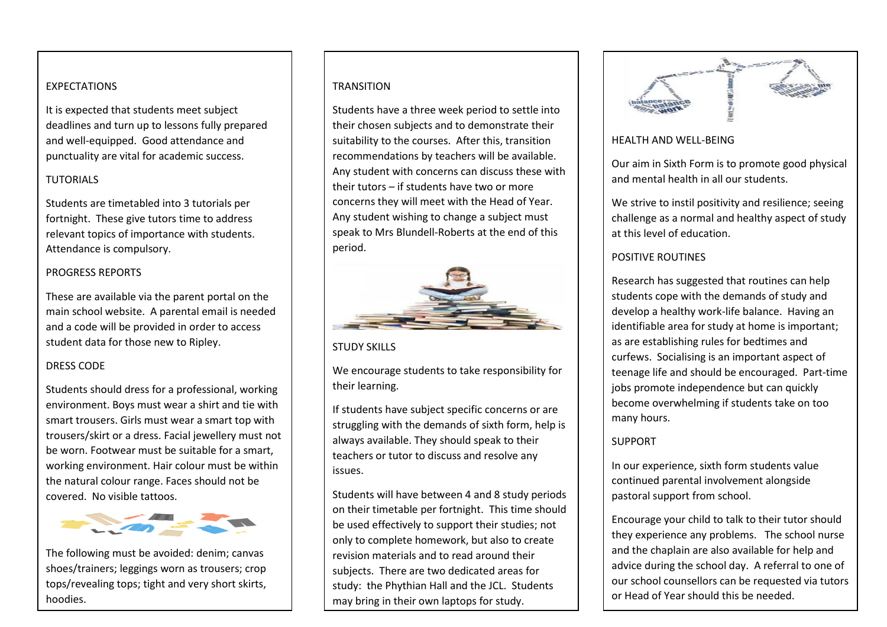## EXPECTATIONS

It is expected that students meet subject deadlines and turn up to lessons fully prepared and well-equipped. Good attendance and punctuality are vital for academic success.

## TUTORIALS

Students are timetabled into 3 tutorials per fortnight. These give tutors time to address relevant topics of importance with students. Attendance is compulsory.

## PROGRESS REPORTS

These are available via the parent portal on the main school website. A parental email is needed and a code will be provided in order to access student data for those new to Ripley.

## DRESS CODE

Students should dress for a professional, working environment. Boys must wear a shirt and tie with smart trousers. Girls must wear a smart top with trousers/skirt or a dress. Facial jewellery must not be worn. Footwear must be suitable for a smart, working environment. Hair colour must be within the natural colour range. Faces should not be covered. No visible tattoos.

The following must be avoided: denim; canvas shoes/trainers; leggings worn as trousers; crop tops/revealing tops; tight and very short skirts, hoodies.

## TRANSITION

Students have a three week period to settle into their chosen subjects and to demonstrate their suitability to the courses. After this, transition recommendations by teachers will be available. Any student with concerns can discuss these with their tutors – if students have two or more concerns they will meet with the Head of Year. Any student wishing to change a subject must speak to Mrs Blundell-Roberts at the end of this period.

## STUDY SKILLS

We encourage students to take responsibility for their learning.

If students have subject specific concerns or are struggling with the demands of sixth form, help is always available. They should speak to their teachers or tutor to discuss and resolve any issues.

Students will have between 4 and 8 study periods on their timetable per fortnight. This time should be used effectively to support their studies; not only to complete homework, but also to create revision materials and to read around their subjects. There are two dedicated areas for study: the Phythian Hall and the JCL. Students may bring in their own laptops for study.

## HEALTH AND WELL-BEING

Our aim in Sixth Form is to promote good physical and mental health in all our students.

We strive to instil positivity and resilience; seeing challenge as a normal and healthy aspect of study at this level of education.

## POSITIVE ROUTINES

Research has suggested that routines can help students cope with the demands of study and develop a healthy work-life balance. Having an identifiable area for study at home is important; as are establishing rules for bedtimes and curfews. Socialising is an important aspect of teenage life and should be encouraged. Part-time jobs promote independence but can quickly become overwhelming if students take on too many hours.

## SUPPORT

In our experience, sixth form students value continued parental involvement alongside pastoral support from school.

Encourage your child to talk to their tutor should they experience any problems. The school nurse and the chaplain are also available for help and advice during the school day. A referral to one of our school counsellors can be requested via tutors or Head of Year should this be needed.